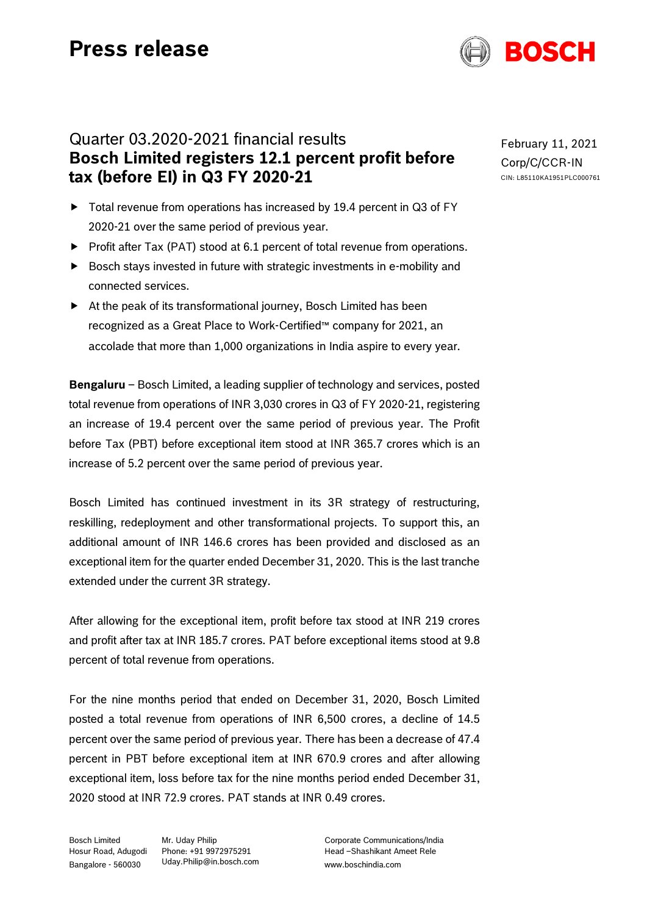# Press release

February 11, 2021
Corp/C/CCR-IN
CIN: L85110KA1951PLC000761

## Quarter 03.2020-2021 financial results
## **Bosch Limited registers 12.1 percent profit before tax (before EI) in Q3 FY 2020-21**

- Total revenue from operations has increased by 19.4 percent in Q3 of FY 2020-21 over the same period of previous year.
- Profit after Tax (PAT) stood at 6.1 percent of total revenue from operations.
- Bosch stays invested in future with strategic investments in e-mobility and connected services.
- At the peak of its transformational journey, Bosch Limited has been recognized as a Great Place to Work-Certified™ company for 2021, an accolade that more than 1,000 organizations in India aspire to every year.

**Bengaluru** – Bosch Limited, a leading supplier of technology and services, posted total revenue from operations of INR 3,030 crores in Q3 of FY 2020-21, registering an increase of 19.4 percent over the same period of previous year. The Profit before Tax (PBT) before exceptional item stood at INR 365.7 crores which is an increase of 5.2 percent over the same period of previous year.

Bosch Limited has continued investment in its 3R strategy of restructuring, reskilling, redeployment and other transformational projects. To support this, an additional amount of INR 146.6 crores has been provided and disclosed as an exceptional item for the quarter ended December 31, 2020. This is the last tranche extended under the current 3R strategy.

After allowing for the exceptional item, profit before tax stood at INR 219 crores and profit after tax at INR 185.7 crores. PAT before exceptional items stood at 9.8 percent of total revenue from operations.

For the nine months period that ended on December 31, 2020, Bosch Limited posted a total revenue from operations of INR 6,500 crores, a decline of 14.5 percent over the same period of previous year. There has been a decrease of 47.4 percent in PBT before exceptional item at INR 670.9 crores and after allowing exceptional item, loss before tax for the nine months period ended December 31, 2020 stood at INR 72.9 crores. PAT stands at INR 0.49 crores.

Bosch Limited
Hosur Road, Adugodi
Bangalore - 560030

Mr. Uday Philip
Phone: +91 9972975291
Uday.Philip@in.bosch.com

Corporate Communications/India
Head –Shashikant Ameet Rele
www.boschindia.com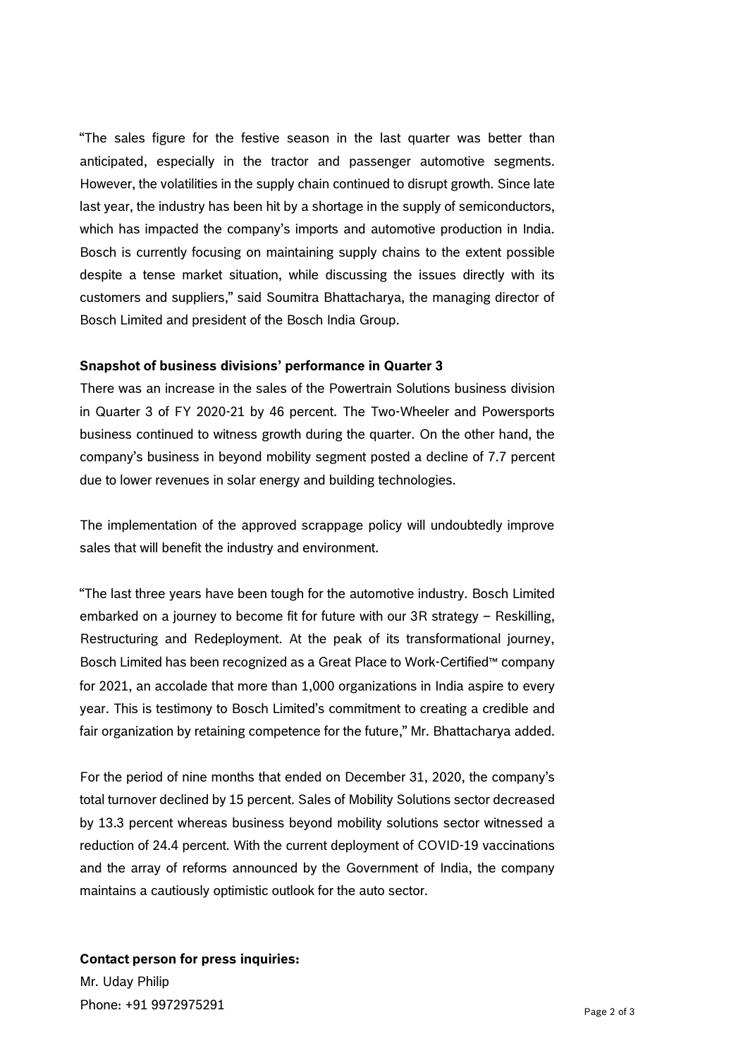"The sales figure for the festive season in the last quarter was better than anticipated, especially in the tractor and passenger automotive segments. However, the volatilities in the supply chain continued to disrupt growth. Since late last year, the industry has been hit by a shortage in the supply of semiconductors, which has impacted the company's imports and automotive production in India. Bosch is currently focusing on maintaining supply chains to the extent possible despite a tense market situation, while discussing the issues directly with its customers and suppliers," said Soumitra Bhattacharya, the managing director of Bosch Limited and president of the Bosch India Group.

**Snapshot of business divisions' performance in Quarter 3**

There was an increase in the sales of the Powertrain Solutions business division in Quarter 3 of FY 2020-21 by 46 percent. The Two-Wheeler and Powersports business continued to witness growth during the quarter. On the other hand, the company's business in beyond mobility segment posted a decline of 7.7 percent due to lower revenues in solar energy and building technologies.

The implementation of the approved scrappage policy will undoubtedly improve sales that will benefit the industry and environment.

"The last three years have been tough for the automotive industry. Bosch Limited embarked on a journey to become fit for future with our 3R strategy – Reskilling, Restructuring and Redeployment. At the peak of its transformational journey, Bosch Limited has been recognized as a Great Place to Work-Certified™ company for 2021, an accolade that more than 1,000 organizations in India aspire to every year. This is testimony to Bosch Limited's commitment to creating a credible and fair organization by retaining competence for the future," Mr. Bhattacharya added.

For the period of nine months that ended on December 31, 2020, the company's total turnover declined by 15 percent. Sales of Mobility Solutions sector decreased by 13.3 percent whereas business beyond mobility solutions sector witnessed a reduction of 24.4 percent. With the current deployment of COVID-19 vaccinations and the array of reforms announced by the Government of India, the company maintains a cautiously optimistic outlook for the auto sector.

**Contact person for press inquiries:**

Mr. Uday Philip
Phone: +91 9972975291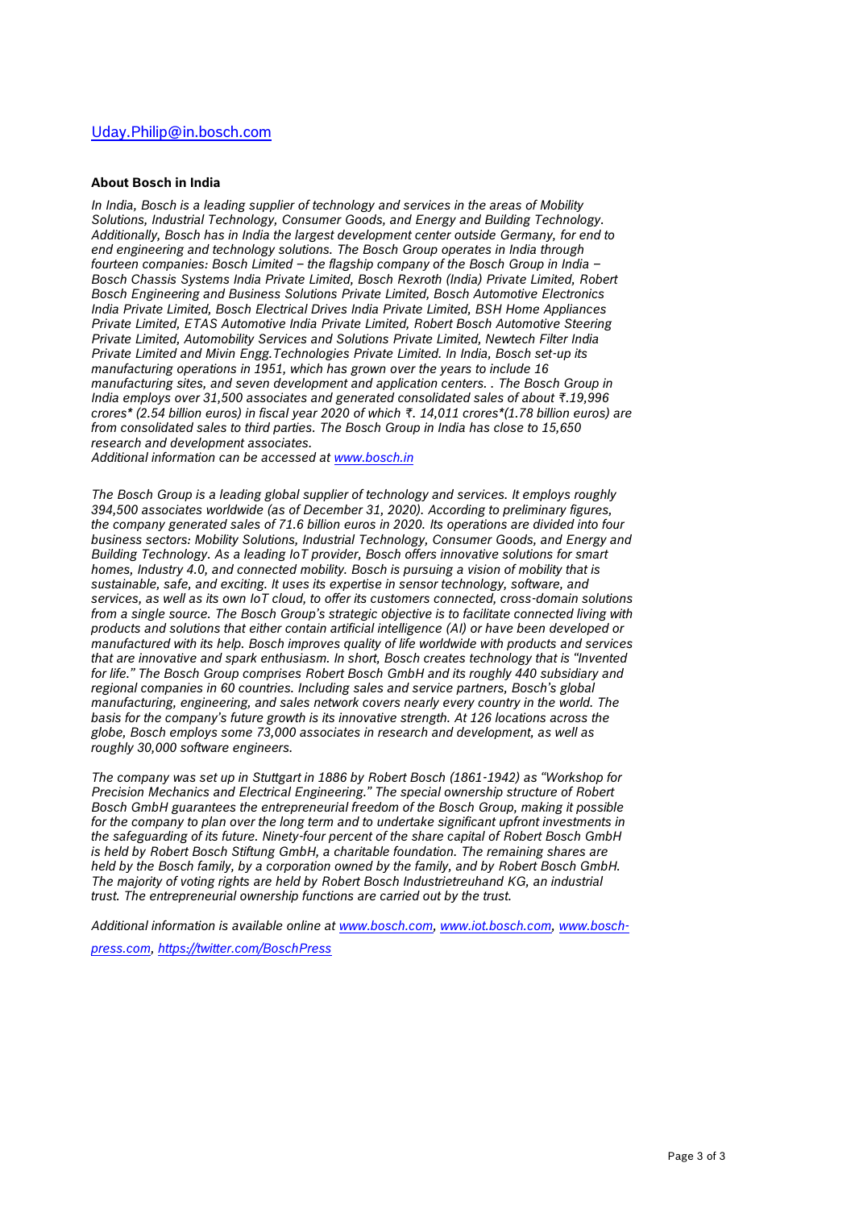[Uday.Philip@in.bosch.com](mailto:Uday.Philip@in.bosch.com)

**About Bosch in India**

*In India, Bosch is a leading supplier of technology and services in the areas of Mobility Solutions, Industrial Technology, Consumer Goods, and Energy and Building Technology. Additionally, Bosch has in India the largest development center outside Germany, for end to end engineering and technology solutions. The Bosch Group operates in India through fourteen companies: Bosch Limited – the flagship company of the Bosch Group in India – Bosch Chassis Systems India Private Limited, Bosch Rexroth (India) Private Limited, Robert Bosch Engineering and Business Solutions Private Limited, Bosch Automotive Electronics India Private Limited, Bosch Electrical Drives India Private Limited, BSH Home Appliances Private Limited, ETAS Automotive India Private Limited, Robert Bosch Automotive Steering Private Limited, Automobility Services and Solutions Private Limited, Newtech Filter India Private Limited and Mivin Engg.Technologies Private Limited. In India, Bosch set-up its manufacturing operations in 1951, which has grown over the years to include 16 manufacturing sites, and seven development and application centers. . The Bosch Group in India employs over 31,500 associates and generated consolidated sales of about ₹.19,996 crores* (2.54 billion euros) in fiscal year 2020 of which ₹. 14,011 crores*(1.78 billion euros) are from consolidated sales to third parties. The Bosch Group in India has close to 15,650 research and development associates.*
*Additional information can be accessed at [www.bosch.in](http://www.bosch.in)*

*The Bosch Group is a leading global supplier of technology and services. It employs roughly 394,500 associates worldwide (as of December 31, 2020). According to preliminary figures, the company generated sales of 71.6 billion euros in 2020. Its operations are divided into four business sectors: Mobility Solutions, Industrial Technology, Consumer Goods, and Energy and Building Technology. As a leading IoT provider, Bosch offers innovative solutions for smart homes, Industry 4.0, and connected mobility. Bosch is pursuing a vision of mobility that is sustainable, safe, and exciting. It uses its expertise in sensor technology, software, and services, as well as its own IoT cloud, to offer its customers connected, cross-domain solutions from a single source. The Bosch Group's strategic objective is to facilitate connected living with products and solutions that either contain artificial intelligence (AI) or have been developed or manufactured with its help. Bosch improves quality of life worldwide with products and services that are innovative and spark enthusiasm. In short, Bosch creates technology that is "Invented for life." The Bosch Group comprises Robert Bosch GmbH and its roughly 440 subsidiary and regional companies in 60 countries. Including sales and service partners, Bosch's global manufacturing, engineering, and sales network covers nearly every country in the world. The basis for the company's future growth is its innovative strength. At 126 locations across the globe, Bosch employs some 73,000 associates in research and development, as well as roughly 30,000 software engineers.*

*The company was set up in Stuttgart in 1886 by Robert Bosch (1861-1942) as "Workshop for Precision Mechanics and Electrical Engineering." The special ownership structure of Robert Bosch GmbH guarantees the entrepreneurial freedom of the Bosch Group, making it possible for the company to plan over the long term and to undertake significant upfront investments in the safeguarding of its future. Ninety-four percent of the share capital of Robert Bosch GmbH is held by Robert Bosch Stiftung GmbH, a charitable foundation. The remaining shares are held by the Bosch family, by a corporation owned by the family, and by Robert Bosch GmbH. The majority of voting rights are held by Robert Bosch Industrietreuhand KG, an industrial trust. The entrepreneurial ownership functions are carried out by the trust.*

*Additional information is available online at [www.bosch.com](http://www.bosch.com), [www.iot.bosch.com](http://www.iot.bosch.com), [www.bosch-press.com](http://www.bosch-press.com), [https://twitter.com/BoschPress](https://twitter.com/BoschPress)*